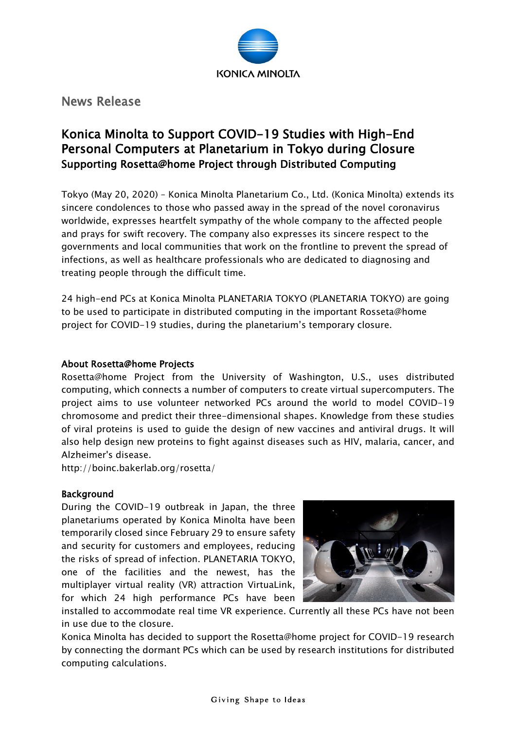News Release

# Konica Minolta to Support COVID-19 Studies with High-End Personal Computers at Planetarium in Tokyo during Closure

## Supporting Rosetta@home Project through Distributed Computing

Tokyo (May 20, 2020) – Konica Minolta Planetarium Co., Ltd. (Konica Minolta) extends its sincere condolences to those who passed away in the spread of the novel coronavirus worldwide, expresses heartfelt sympathy of the whole company to the affected people and prays for swift recovery. The company also expresses its sincere respect to the governments and local communities that work on the frontline to prevent the spread of infections, as well as healthcare professionals who are dedicated to diagnosing and treating people through the difficult time.

24 high-end PCs at Konica Minolta PLANETARIA TOKYO (PLANETARIA TOKYO) are going to be used to participate in distributed computing in the important Rosseta@home project for COVID-19 studies, during the planetarium's temporary closure.

### About Rosetta@home Projects

Rosetta@home Project from the University of Washington, U.S., uses distributed computing, which connects a number of computers to create virtual supercomputers. The project aims to use volunteer networked PCs around the world to model COVID-19 chromosome and predict their three-dimensional shapes. Knowledge from these studies of viral proteins is used to guide the design of new vaccines and antiviral drugs. It will also help design new proteins to fight against diseases such as HIV, malaria, cancer, and Alzheimer's disease.

http://boinc.bakerlab.org/rosetta/

### Background

During the COVID-19 outbreak in Japan, the three planetariums operated by Konica Minolta have been temporarily closed since February 29 to ensure safety and security for customers and employees, reducing the risks of spread of infection. PLANETARIA TOKYO, one of the facilities and the newest, has the multiplayer virtual reality (VR) attraction VirtuaLink, for which 24 high performance PCs have been installed to accommodate real time VR experience. Currently all these PCs have not been in use due to the closure.

Konica Minolta has decided to support the Rosetta@home project for COVID-19 research by connecting the dormant PCs which can be used by research institutions for distributed computing calculations.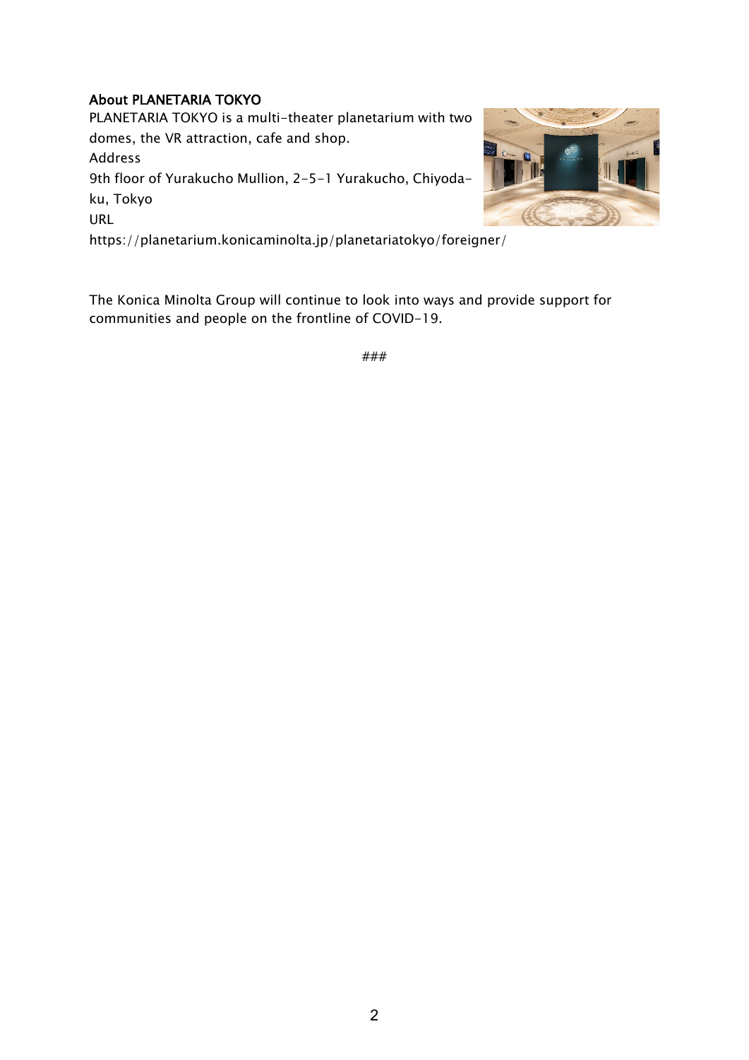## About PLANETARIA TOKYO

PLANETARIA TOKYO is a multi-theater planetarium with two domes, the VR attraction, cafe and shop.

Address

9th floor of Yurakucho Mullion, 2-5-1 Yurakucho, Chiyoda-ku, Tokyo

URL

https://planetarium.konicaminolta.jp/planetariatokyo/foreigner/

The Konica Minolta Group will continue to look into ways and provide support for communities and people on the frontline of COVID-19.

###